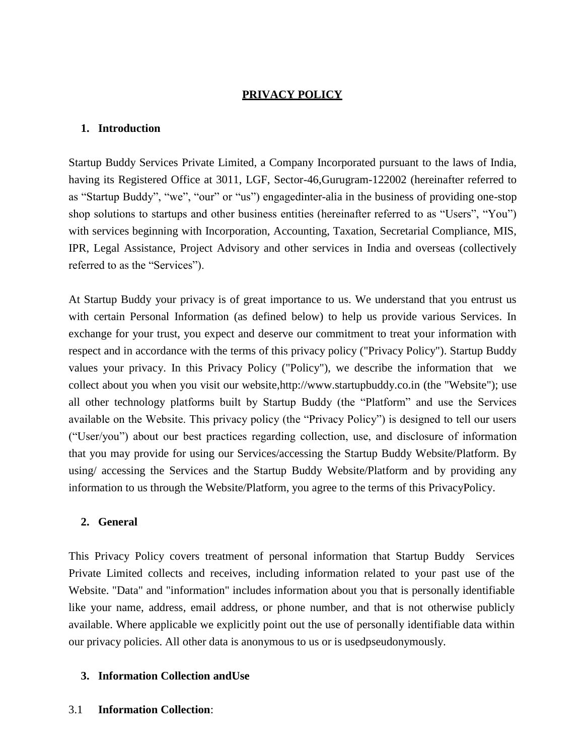# PRIVACY POLICY

## 1. Introduction

Startup Buddy Services Private Limited, a Company Incorporated pursuant to the laws of India, having its Registered Office at 3011, LGF, Sector-46,Gurugram-122002 (hereinafter referred to as "Startup Buddy", "we", "our" or "us") engagedinter-alia in the business of providing one-stop shop solutions to startups and other business entities (hereinafter referred to as "Users", "You") with services beginning with Incorporation, Accounting, Taxation, Secretarial Compliance, MIS, IPR, Legal Assistance, Project Advisory and other services in India and overseas (collectively referred to as the "Services").

At Startup Buddy your privacy is of great importance to us. We understand that you entrust us with certain Personal Information (as defined below) to help us provide various Services. In exchange for your trust, you expect and deserve our commitment to treat your information with respect and in accordance with the terms of this privacy policy ("Privacy Policy"). Startup Buddy values your privacy. In this Privacy Policy ("Policy"), we describe the information that we collect about you when you visit our website,http://www.startupbuddy.co.in (the "Website"); use all other technology platforms built by Startup Buddy (the "Platform" and use the Services available on the Website. This privacy policy (the "Privacy Policy") is designed to tell our users ("User/you") about our best practices regarding collection, use, and disclosure of information that you may provide for using our Services/accessing the Startup Buddy Website/Platform. By using/ accessing the Services and the Startup Buddy Website/Platform and by providing any information to us through the Website/Platform, you agree to the terms of this PrivacyPolicy.

## 2. General

This Privacy Policy covers treatment of personal information that Startup Buddy Services Private Limited collects and receives, including information related to your past use of the Website. "Data" and "information" includes information about you that is personally identifiable like your name, address, email address, or phone number, and that is not otherwise publicly available. Where applicable we explicitly point out the use of personally identifiable data within our privacy policies. All other data is anonymous to us or is usedpseudonymously.

## 3. Information Collection andUse

3.1 **Information Collection**: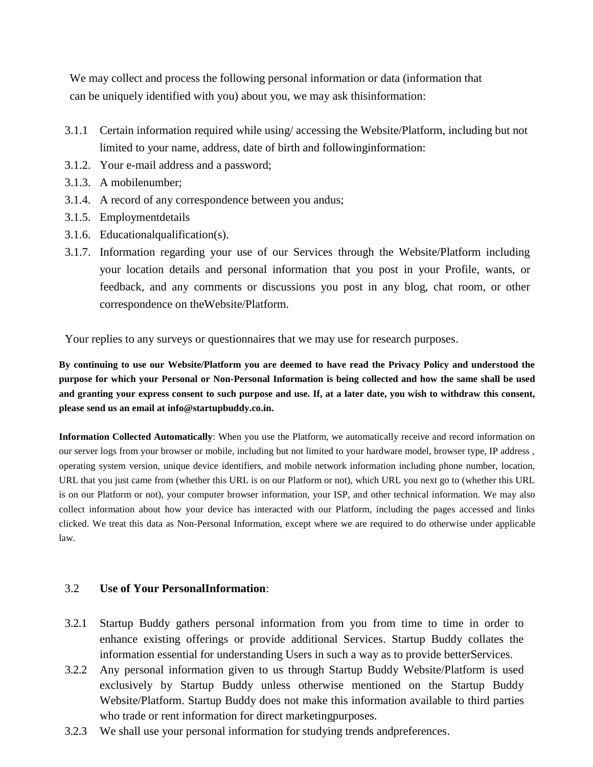We may collect and process the following personal information or data (information that can be uniquely identified with you) about you, we may ask thisinformation:

3.1.1 Certain information required while using/ accessing the Website/Platform, including but not limited to your name, address, date of birth and followinginformation:

3.1.2. Your e-mail address and a password;

3.1.3. A mobilenumber;

3.1.4. A record of any correspondence between you andus;

3.1.5. Employmentdetails

3.1.6. Educationalqualification(s).

3.1.7. Information regarding your use of our Services through the Website/Platform including your location details and personal information that you post in your Profile, wants, or feedback, and any comments or discussions you post in any blog, chat room, or other correspondence on theWebsite/Platform.

Your replies to any surveys or questionnaires that we may use for research purposes.

**By continuing to use our Website/Platform you are deemed to have read the Privacy Policy and understood the purpose for which your Personal or Non-Personal Information is being collected and how the same shall be used and granting your express consent to such purpose and use. If, at a later date, you wish to withdraw this consent, please send us an email at info@startupbuddy.co.in.**

**Information Collected Automatically**: When you use the Platform, we automatically receive and record information on our server logs from your browser or mobile, including but not limited to your hardware model, browser type, IP address , operating system version, unique device identifiers, and mobile network information including phone number, location, URL that you just came from (whether this URL is on our Platform or not), which URL you next go to (whether this URL is on our Platform or not), your computer browser information, your ISP, and other technical information. We may also collect information about how your device has interacted with our Platform, including the pages accessed and links clicked. We treat this data as Non-Personal Information, except where we are required to do otherwise under applicable law.

3.2 **Use of Your PersonalInformation**:

3.2.1 Startup Buddy gathers personal information from you from time to time in order to enhance existing offerings or provide additional Services. Startup Buddy collates the information essential for understanding Users in such a way as to provide betterServices.

3.2.2 Any personal information given to us through Startup Buddy Website/Platform is used exclusively by Startup Buddy unless otherwise mentioned on the Startup Buddy Website/Platform. Startup Buddy does not make this information available to third parties who trade or rent information for direct marketingpurposes.

3.2.3 We shall use your personal information for studying trends andpreferences.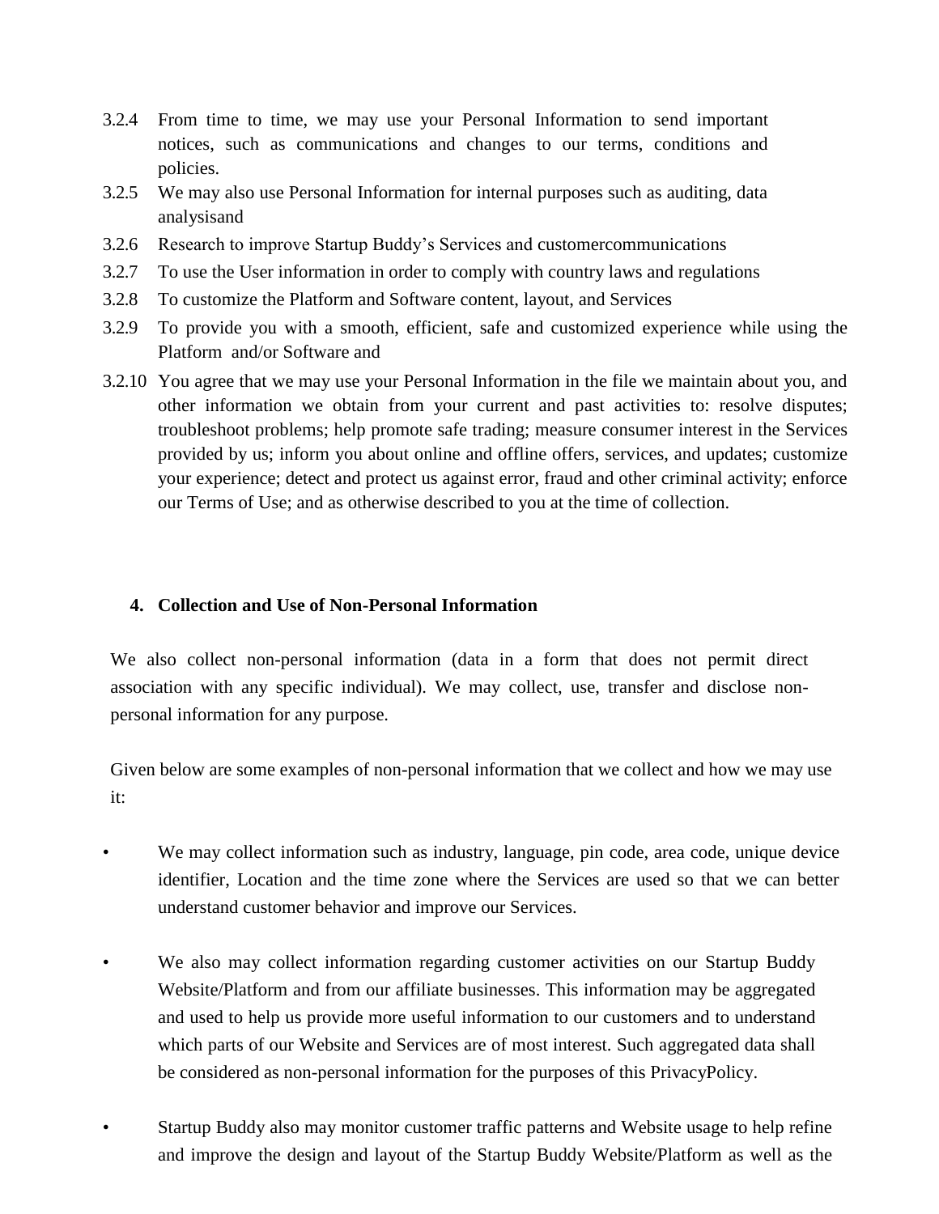3.2.4 From time to time, we may use your Personal Information to send important notices, such as communications and changes to our terms, conditions and policies.

3.2.5 We may also use Personal Information for internal purposes such as auditing, data analysisand

3.2.6 Research to improve Startup Buddy's Services and customercommunications

3.2.7 To use the User information in order to comply with country laws and regulations

3.2.8 To customize the Platform and Software content, layout, and Services

3.2.9 To provide you with a smooth, efficient, safe and customized experience while using the Platform and/or Software and

3.2.10 You agree that we may use your Personal Information in the file we maintain about you, and other information we obtain from your current and past activities to: resolve disputes; troubleshoot problems; help promote safe trading; measure consumer interest in the Services provided by us; inform you about online and offline offers, services, and updates; customize your experience; detect and protect us against error, fraud and other criminal activity; enforce our Terms of Use; and as otherwise described to you at the time of collection.

## 4. Collection and Use of Non-Personal Information

We also collect non-personal information (data in a form that does not permit direct association with any specific individual). We may collect, use, transfer and disclose non-personal information for any purpose.

Given below are some examples of non-personal information that we collect and how we may use it:

- We may collect information such as industry, language, pin code, area code, unique device identifier, Location and the time zone where the Services are used so that we can better understand customer behavior and improve our Services.

- We also may collect information regarding customer activities on our Startup Buddy Website/Platform and from our affiliate businesses. This information may be aggregated and used to help us provide more useful information to our customers and to understand which parts of our Website and Services are of most interest. Such aggregated data shall be considered as non-personal information for the purposes of this PrivacyPolicy.

- Startup Buddy also may monitor customer traffic patterns and Website usage to help refine and improve the design and layout of the Startup Buddy Website/Platform as well as the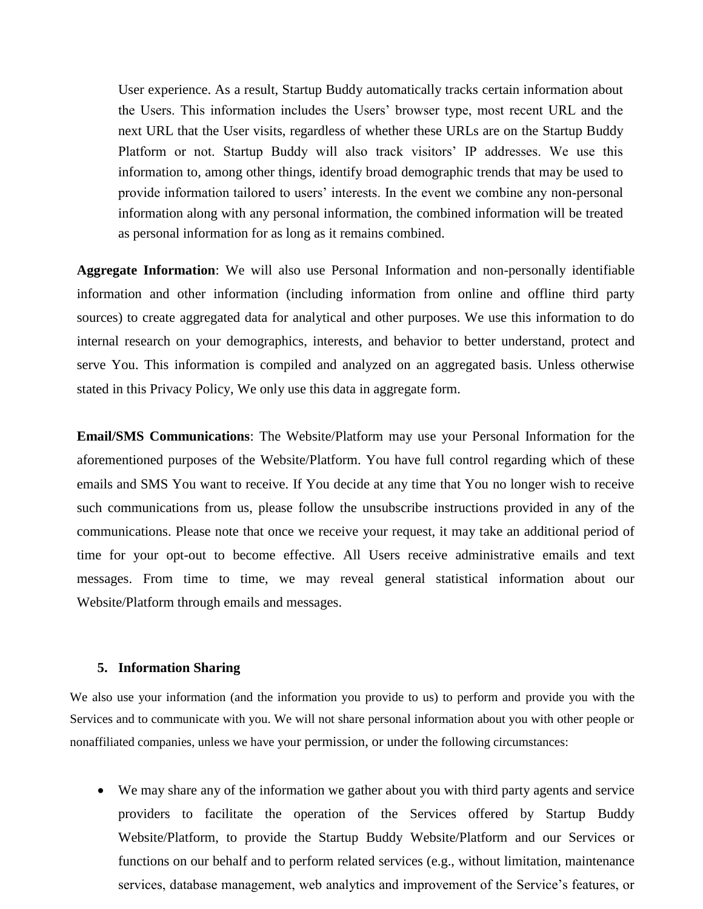User experience. As a result, Startup Buddy automatically tracks certain information about the Users. This information includes the Users' browser type, most recent URL and the next URL that the User visits, regardless of whether these URLs are on the Startup Buddy Platform or not. Startup Buddy will also track visitors' IP addresses. We use this information to, among other things, identify broad demographic trends that may be used to provide information tailored to users' interests. In the event we combine any non-personal information along with any personal information, the combined information will be treated as personal information for as long as it remains combined.

**Aggregate Information**: We will also use Personal Information and non-personally identifiable information and other information (including information from online and offline third party sources) to create aggregated data for analytical and other purposes. We use this information to do internal research on your demographics, interests, and behavior to better understand, protect and serve You. This information is compiled and analyzed on an aggregated basis. Unless otherwise stated in this Privacy Policy, We only use this data in aggregate form.

**Email/SMS Communications**: The Website/Platform may use your Personal Information for the aforementioned purposes of the Website/Platform. You have full control regarding which of these emails and SMS You want to receive. If You decide at any time that You no longer wish to receive such communications from us, please follow the unsubscribe instructions provided in any of the communications. Please note that once we receive your request, it may take an additional period of time for your opt-out to become effective. All Users receive administrative emails and text messages. From time to time, we may reveal general statistical information about our Website/Platform through emails and messages.

5. **Information Sharing**

We also use your information (and the information you provide to us) to perform and provide you with the Services and to communicate with you. We will not share personal information about you with other people or nonaffiliated companies, unless we have your permission, or under the following circumstances:

- We may share any of the information we gather about you with third party agents and service providers to facilitate the operation of the Services offered by Startup Buddy Website/Platform, to provide the Startup Buddy Website/Platform and our Services or functions on our behalf and to perform related services (e.g., without limitation, maintenance services, database management, web analytics and improvement of the Service's features, or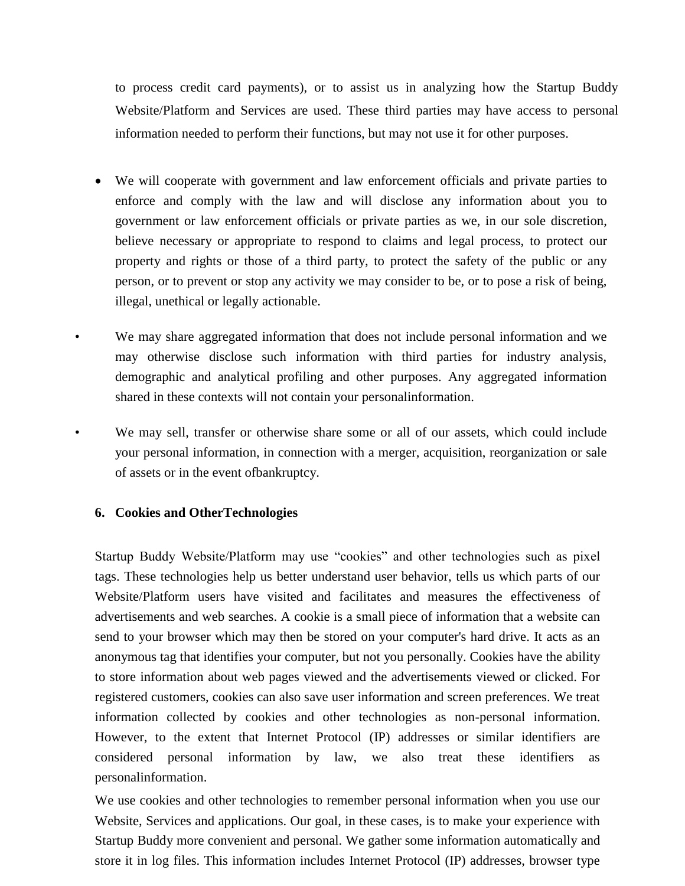to process credit card payments), or to assist us in analyzing how the Startup Buddy Website/Platform and Services are used. These third parties may have access to personal information needed to perform their functions, but may not use it for other purposes.

- We will cooperate with government and law enforcement officials and private parties to enforce and comply with the law and will disclose any information about you to government or law enforcement officials or private parties as we, in our sole discretion, believe necessary or appropriate to respond to claims and legal process, to protect our property and rights or those of a third party, to protect the safety of the public or any person, or to prevent or stop any activity we may consider to be, or to pose a risk of being, illegal, unethical or legally actionable.

- We may share aggregated information that does not include personal information and we may otherwise disclose such information with third parties for industry analysis, demographic and analytical profiling and other purposes. Any aggregated information shared in these contexts will not contain your personalinformation.

- We may sell, transfer or otherwise share some or all of our assets, which could include your personal information, in connection with a merger, acquisition, reorganization or sale of assets or in the event ofbankruptcy.

**6. Cookies and OtherTechnologies**

Startup Buddy Website/Platform may use “cookies” and other technologies such as pixel tags. These technologies help us better understand user behavior, tells us which parts of our Website/Platform users have visited and facilitates and measures the effectiveness of advertisements and web searches. A cookie is a small piece of information that a website can send to your browser which may then be stored on your computer's hard drive. It acts as an anonymous tag that identifies your computer, but not you personally. Cookies have the ability to store information about web pages viewed and the advertisements viewed or clicked. For registered customers, cookies can also save user information and screen preferences. We treat information collected by cookies and other technologies as non-personal information. However, to the extent that Internet Protocol (IP) addresses or similar identifiers are considered personal information by law, we also treat these identifiers as personalinformation.

We use cookies and other technologies to remember personal information when you use our Website, Services and applications. Our goal, in these cases, is to make your experience with Startup Buddy more convenient and personal. We gather some information automatically and store it in log files. This information includes Internet Protocol (IP) addresses, browser type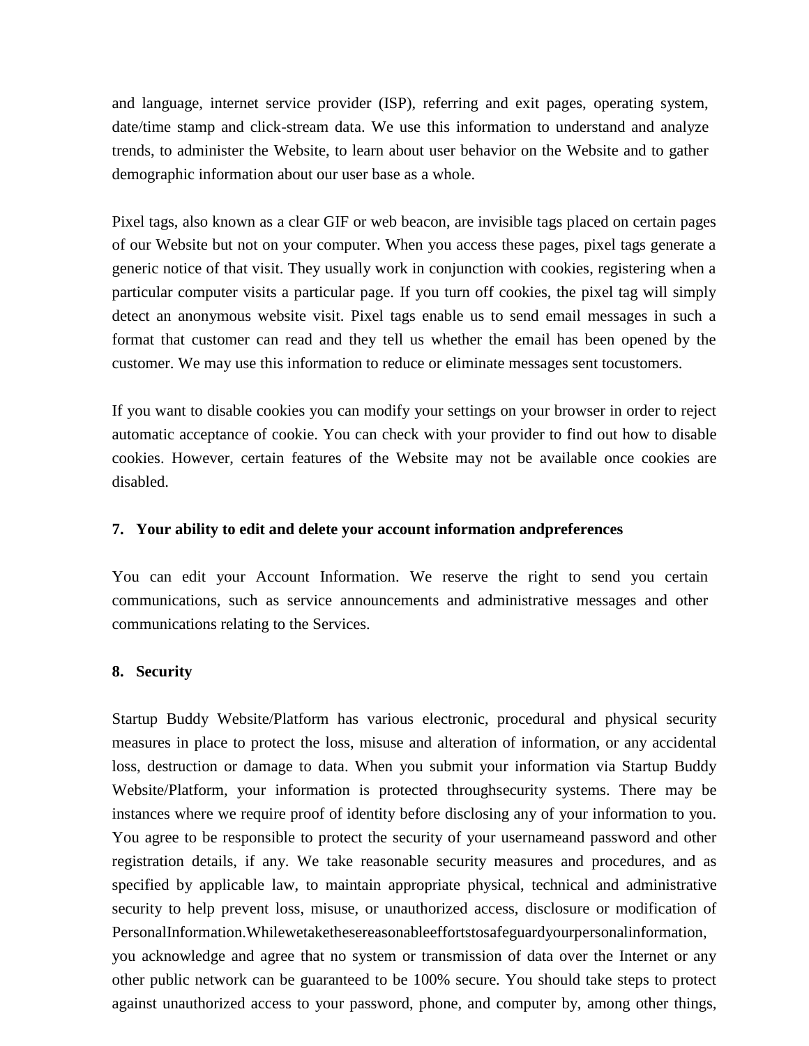and language, internet service provider (ISP), referring and exit pages, operating system, date/time stamp and click-stream data. We use this information to understand and analyze trends, to administer the Website, to learn about user behavior on the Website and to gather demographic information about our user base as a whole.

Pixel tags, also known as a clear GIF or web beacon, are invisible tags placed on certain pages of our Website but not on your computer. When you access these pages, pixel tags generate a generic notice of that visit. They usually work in conjunction with cookies, registering when a particular computer visits a particular page. If you turn off cookies, the pixel tag will simply detect an anonymous website visit. Pixel tags enable us to send email messages in such a format that customer can read and they tell us whether the email has been opened by the customer. We may use this information to reduce or eliminate messages sent tocustomers.

If you want to disable cookies you can modify your settings on your browser in order to reject automatic acceptance of cookie. You can check with your provider to find out how to disable cookies. However, certain features of the Website may not be available once cookies are disabled.

**7. Your ability to edit and delete your account information andpreferences**

You can edit your Account Information. We reserve the right to send you certain communications, such as service announcements and administrative messages and other communications relating to the Services.

**8. Security**

Startup Buddy Website/Platform has various electronic, procedural and physical security measures in place to protect the loss, misuse and alteration of information, or any accidental loss, destruction or damage to data. When you submit your information via Startup Buddy Website/Platform, your information is protected throughsecurity systems. There may be instances where we require proof of identity before disclosing any of your information to you. You agree to be responsible to protect the security of your usernameand password and other registration details, if any. We take reasonable security measures and procedures, and as specified by applicable law, to maintain appropriate physical, technical and administrative security to help prevent loss, misuse, or unauthorized access, disclosure or modification of PersonalInformation.Whilewetakethesereasonableeffortstosafeguardyourpersonalinformation, you acknowledge and agree that no system or transmission of data over the Internet or any other public network can be guaranteed to be 100% secure. You should take steps to protect against unauthorized access to your password, phone, and computer by, among other things,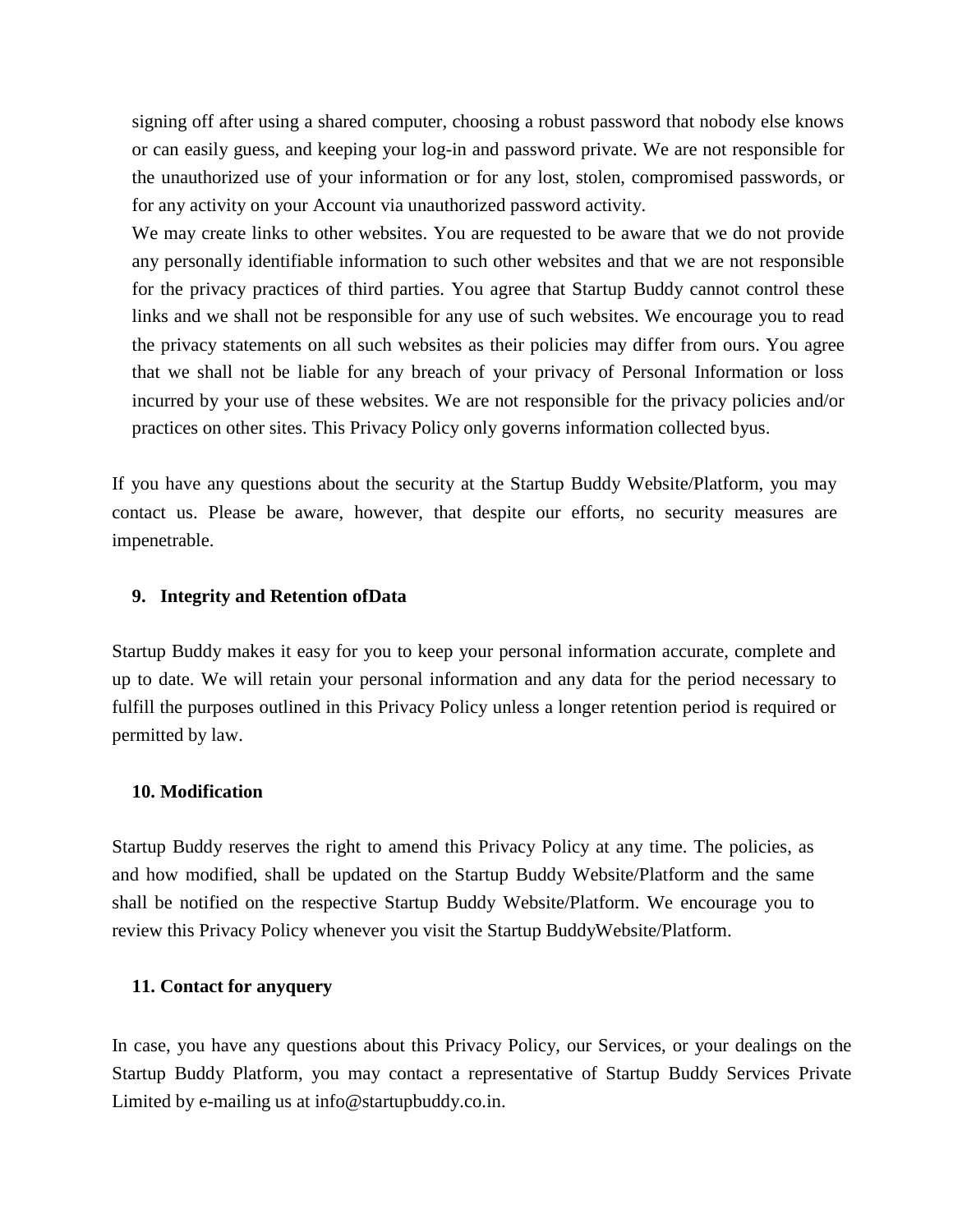signing off after using a shared computer, choosing a robust password that nobody else knows or can easily guess, and keeping your log-in and password private. We are not responsible for the unauthorized use of your information or for any lost, stolen, compromised passwords, or for any activity on your Account via unauthorized password activity.

We may create links to other websites. You are requested to be aware that we do not provide any personally identifiable information to such other websites and that we are not responsible for the privacy practices of third parties. You agree that Startup Buddy cannot control these links and we shall not be responsible for any use of such websites. We encourage you to read the privacy statements on all such websites as their policies may differ from ours. You agree that we shall not be liable for any breach of your privacy of Personal Information or loss incurred by your use of these websites. We are not responsible for the privacy policies and/or practices on other sites. This Privacy Policy only governs information collected byus.

If you have any questions about the security at the Startup Buddy Website/Platform, you may contact us. Please be aware, however, that despite our efforts, no security measures are impenetrable.

**9. Integrity and Retention ofData**

Startup Buddy makes it easy for you to keep your personal information accurate, complete and up to date. We will retain your personal information and any data for the period necessary to fulfill the purposes outlined in this Privacy Policy unless a longer retention period is required or permitted by law.

**10. Modification**

Startup Buddy reserves the right to amend this Privacy Policy at any time. The policies, as and how modified, shall be updated on the Startup Buddy Website/Platform and the same shall be notified on the respective Startup Buddy Website/Platform. We encourage you to review this Privacy Policy whenever you visit the Startup BuddyWebsite/Platform.

**11. Contact for anyquery**

In case, you have any questions about this Privacy Policy, our Services, or your dealings on the Startup Buddy Platform, you may contact a representative of Startup Buddy Services Private Limited by e-mailing us at info@startupbuddy.co.in.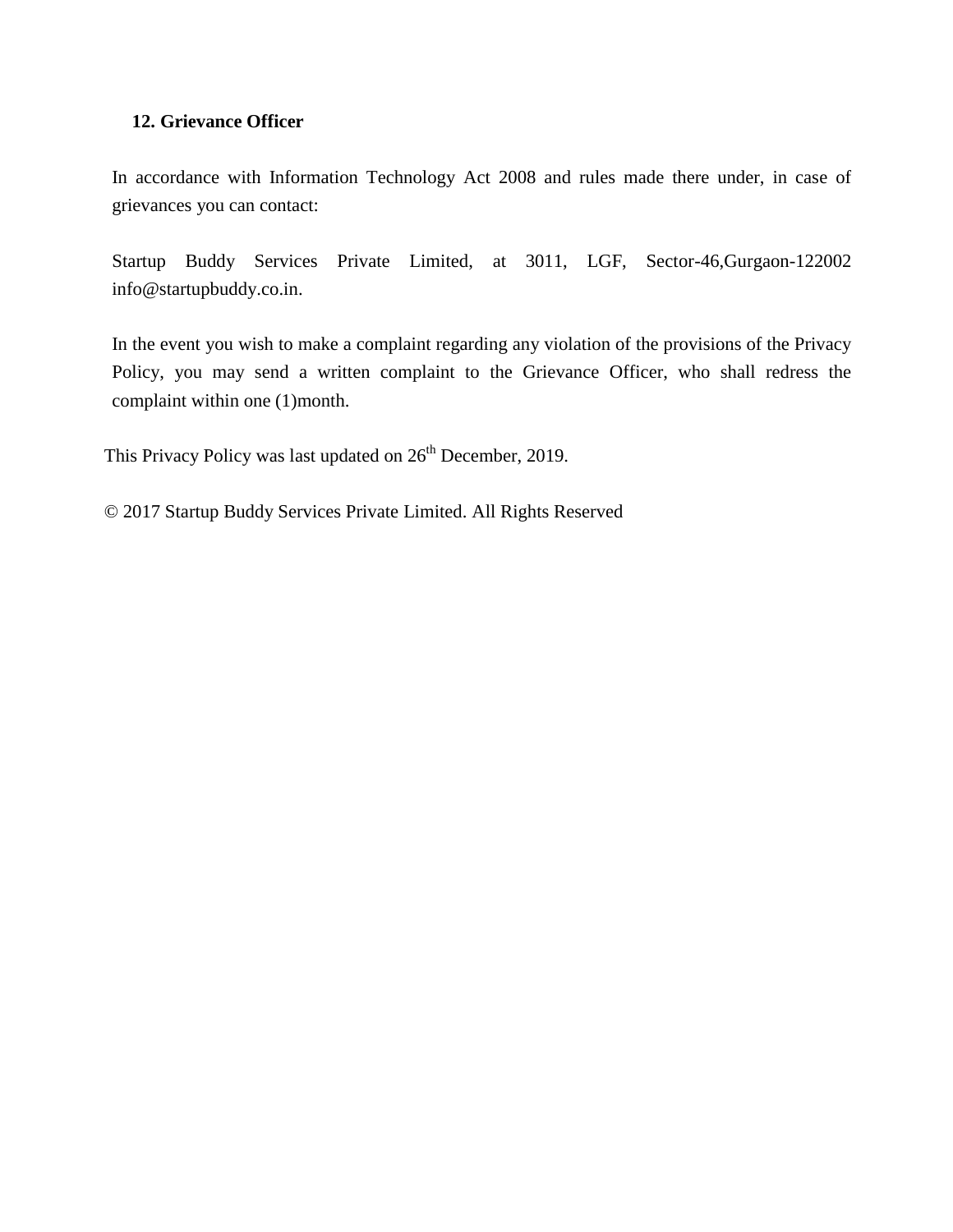## 12. Grievance Officer

In accordance with Information Technology Act 2008 and rules made there under, in case of grievances you can contact:

Startup Buddy Services Private Limited, at 3011, LGF, Sector-46,Gurgaon-122002 info@startupbuddy.co.in.

In the event you wish to make a complaint regarding any violation of the provisions of the Privacy Policy, you may send a written complaint to the Grievance Officer, who shall redress the complaint within one (1)month.

This Privacy Policy was last updated on 26th December, 2019.

© 2017 Startup Buddy Services Private Limited. All Rights Reserved